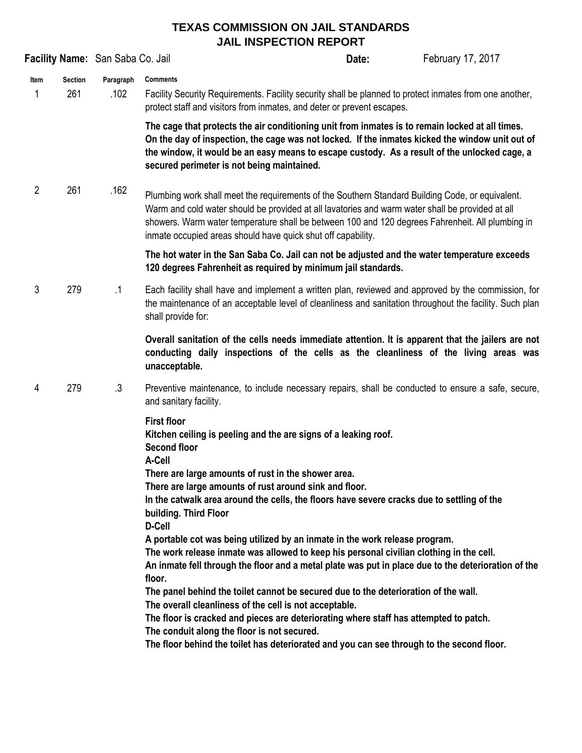# TEXAS COMMISSION ON JAIL STANDARDS
# JAIL INSPECTION REPORT

**Facility Name:** San Saba Co. Jail **Date:** February 17, 2017

| Item | Section | Paragraph | Comments |
|---|---|---|---|
| 1 | 261 | .102 | Facility Security Requirements. Facility security shall be planned to protect inmates from one another, protect staff and visitors from inmates, and deter or prevent escapes.<br><br>**The cage that protects the air conditioning unit from inmates is to remain locked at all times. On the day of inspection, the cage was not locked. If the inmates kicked the window unit out of the window, it would be an easy means to escape custody. As a result of the unlocked cage, a secured perimeter is not being maintained.** |
| 2 | 261 | .162 | Plumbing work shall meet the requirements of the Southern Standard Building Code, or equivalent. Warm and cold water should be provided at all lavatories and warm water shall be provided at all showers. Warm water temperature shall be between 100 and 120 degrees Fahrenheit. All plumbing in inmate occupied areas should have quick shut off capability.<br><br>**The hot water in the San Saba Co. Jail can not be adjusted and the water temperature exceeds 120 degrees Fahrenheit as required by minimum jail standards.** |
| 3 | 279 | .1 | Each facility shall have and implement a written plan, reviewed and approved by the commission, for the maintenance of an acceptable level of cleanliness and sanitation throughout the facility. Such plan shall provide for:<br><br>**Overall sanitation of the cells needs immediate attention. It is apparent that the jailers are not conducting daily inspections of the cells as the cleanliness of the living areas was unacceptable.** |
| 4 | 279 | .3 | Preventive maintenance, to include necessary repairs, shall be conducted to ensure a safe, secure, and sanitary facility.<br><br>**First floor**<br>**Kitchen ceiling is peeling and the are signs of a leaking roof.**<br>**Second floor**<br>**A-Cell**<br>**There are large amounts of rust in the shower area.**<br>**There are large amounts of rust around sink and floor.**<br>**In the catwalk area around the cells, the floors have severe cracks due to settling of the building. Third Floor**<br>**D-Cell**<br>**A portable cot was being utilized by an inmate in the work release program.**<br>**The work release inmate was allowed to keep his personal civilian clothing in the cell.**<br>**An inmate fell through the floor and a metal plate was put in place due to the deterioration of the floor.**<br>**The panel behind the toilet cannot be secured due to the deterioration of the wall.**<br>**The overall cleanliness of the cell is not acceptable.**<br>**The floor is cracked and pieces are deteriorating where staff has attempted to patch.**<br>**The conduit along the floor is not secured.**<br>**The floor behind the toilet has deteriorated and you can see through to the second floor.** |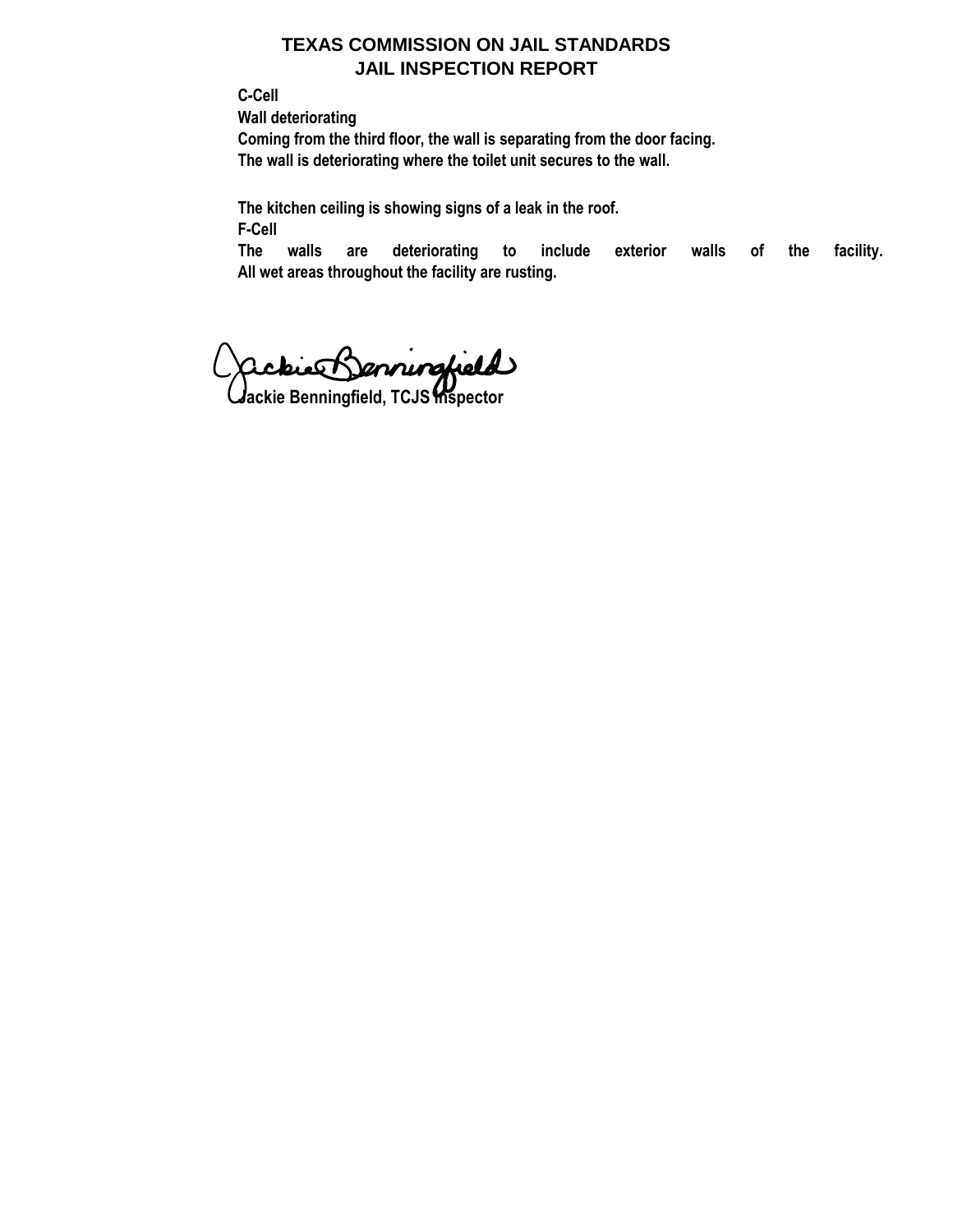**C-Cell**
**Wall deteriorating**
**Coming from the third floor, the wall is separating from the door facing.**
**The wall is deteriorating where the toilet unit secures to the wall.**

**The kitchen ceiling is showing signs of a leak in the roof.**
**F-Cell**
**The walls are deteriorating to include exterior walls of the facility.**
**All wet areas throughout the facility are rusting.**

**Jackie Benningfield, TCJS Inspector**